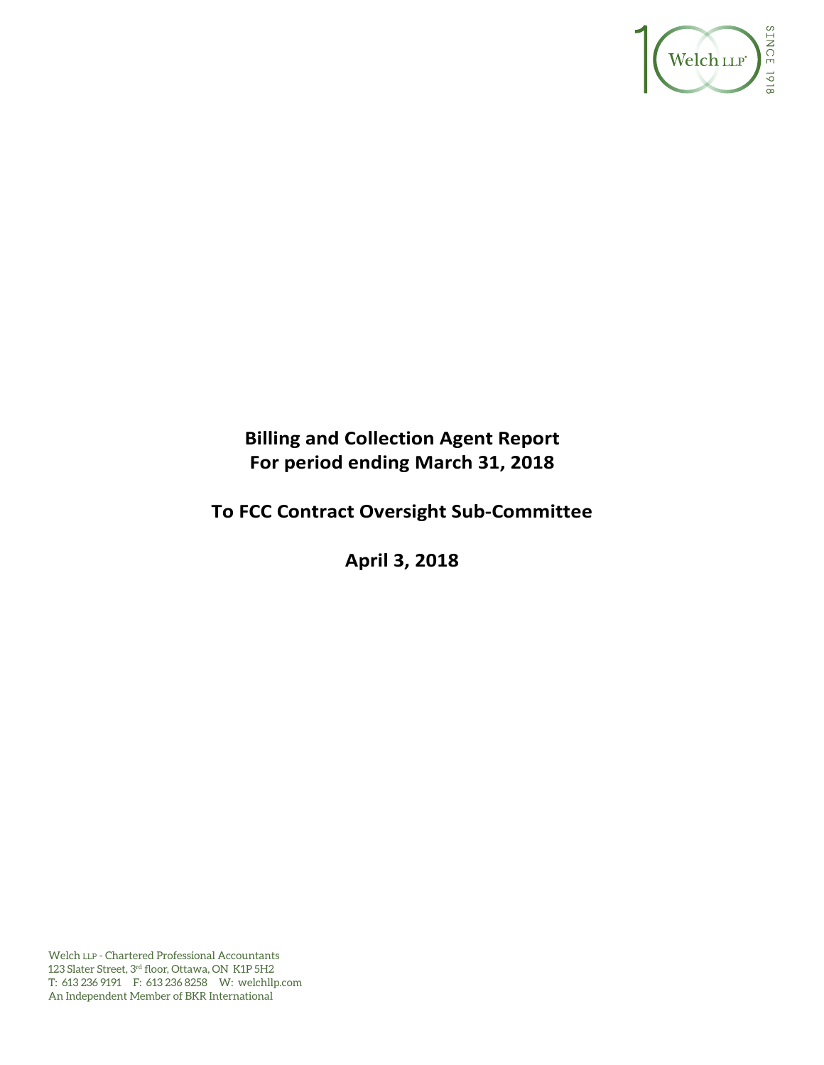# Billing and Collection Agent Report
# For period ending March 31, 2018

## To FCC Contract Oversight Sub-Committee

## April 3, 2018

Welch LLP - Chartered Professional Accountants
123 Slater Street, 3rd floor, Ottawa, ON K1P 5H2
T: 613 236 9191 F: 613 236 8258 W: welchllp.com
An Independent Member of BKR International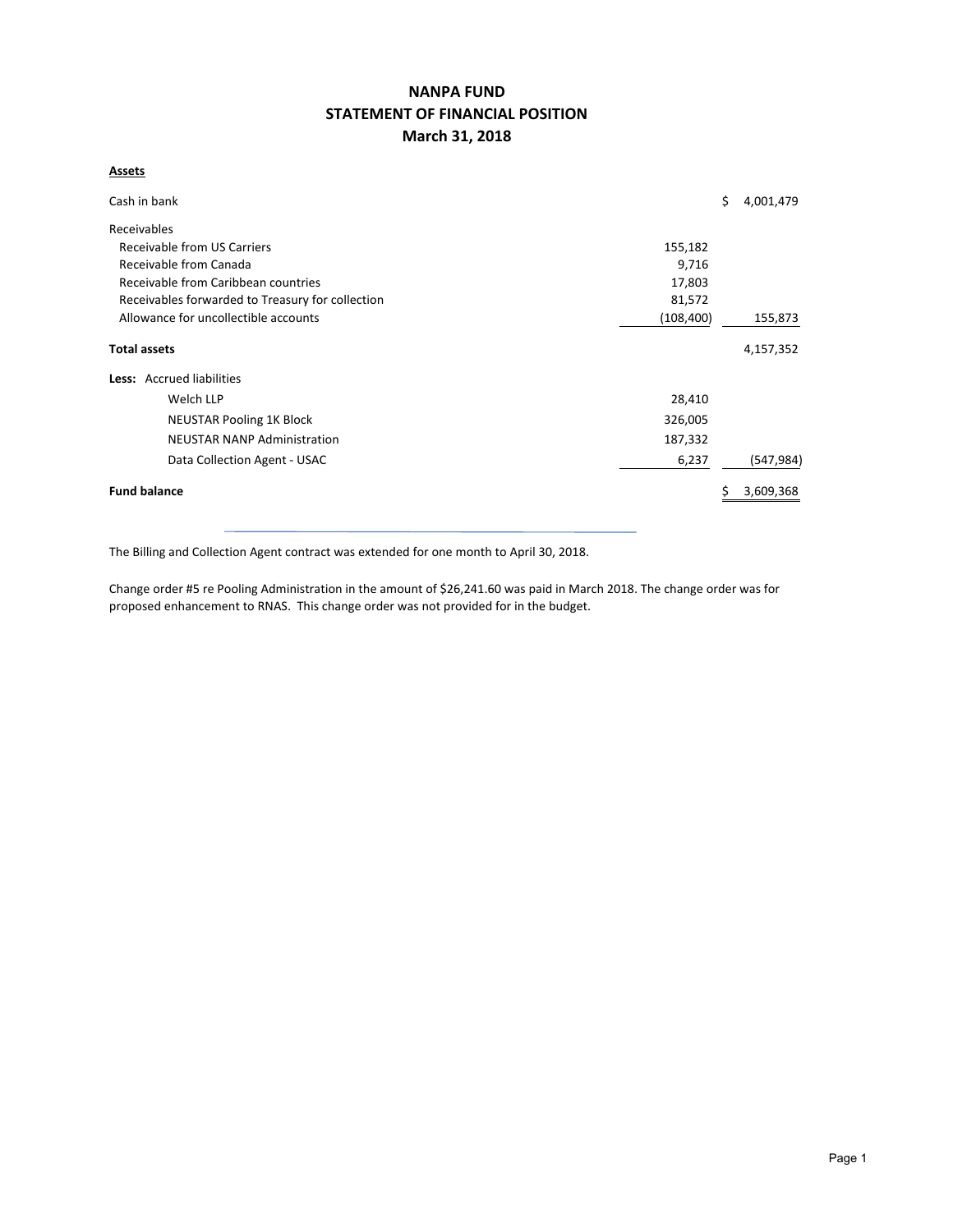# NANPA FUND
## STATEMENT OF FINANCIAL POSITION
### March 31, 2018

**Assets**

| | | |
|---|---|---|
| Cash in bank | | $ 4,001,479 |
| Receivables | | |
| Receivable from US Carriers | 155,182 | |
| Receivable from Canada | 9,716 | |
| Receivable from Caribbean countries | 17,803 | |
| Receivables forwarded to Treasury for collection | 81,572 | |
| Allowance for uncollectible accounts | (108,400) | 155,873 |
| **Total assets** | | 4,157,352 |
| **Less:** Accrued liabilities | | |
| Welch LLP | 28,410 | |
| NEUSTAR Pooling 1K Block | 326,005 | |
| NEUSTAR NANP Administration | 187,332 | |
| Data Collection Agent - USAC | 6,237 | (547,984) |
| **Fund balance** | | $ 3,609,368 |

The Billing and Collection Agent contract was extended for one month to April 30, 2018.

Change order #5 re Pooling Administration in the amount of $26,241.60 was paid in March 2018. The change order was for proposed enhancement to RNAS. This change order was not provided for in the budget.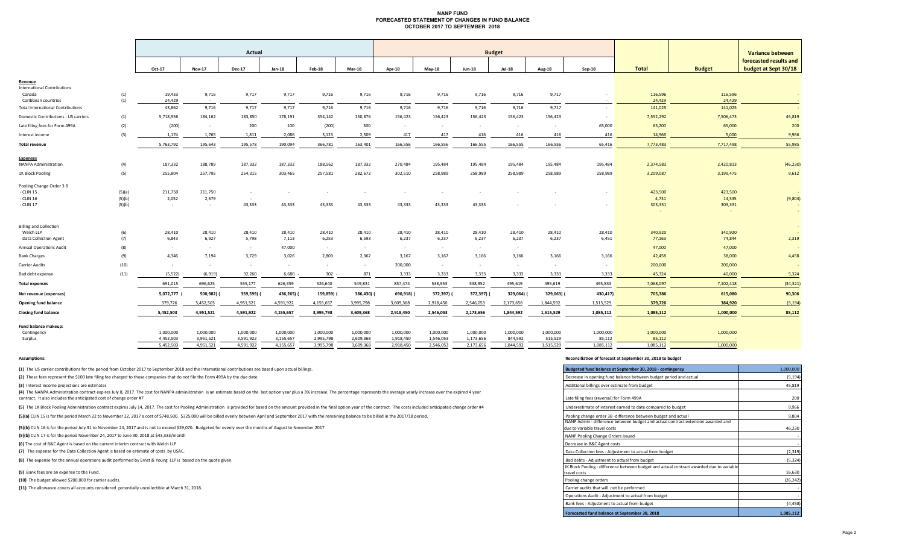# NANP FUND
## FORECASTED STATEMENT OF CHANGES IN FUND BALANCE
## OCTOBER 2017 TO SEPTEMBER 2018

| | | Actual | | | | | | Budget | | | | | | | | Variance between forecasted results and budget at Sept 30/18 |
|---|---|---|---|---|---|---|---|---|---|---|---|---|---|---|---|---|
| | | Oct-17 | Nov-17 | Dec-17 | Jan-18 | Feb-18 | Mar-18 | Apr-18 | May-18 | Jun-18 | Jul-18 | Aug-18 | Sep-18 | Total | Budget | |
| **Revenue** | | | | | | | | | | | | | | | | |
| International Contributions | | | | | | | | | | | | | | | | |
| Canada | (1) | 19,433 | 9,716 | 9,717 | 9,717 | 9,716 | 9,716 | 9,716 | 9,716 | 9,716 | 9,716 | 9,717 | - | 116,596 | 116,596 | - |
| Caribbean countries | (1) | 24,429 | - | - | - | - | - | - | - | - | - | - | - | 24,429 | 24,429 | - |
| Total International Contributions | | 43,862 | 9,716 | 9,717 | 9,717 | 9,716 | 9,716 | 9,716 | 9,716 | 9,716 | 9,716 | 9,717 | - | 141,025 | 141,025 | - |
| Domestic Contributions - US carriers | (1) | 5,718,956 | 184,162 | 183,850 | 178,191 | 354,142 | 150,876 | 156,423 | 156,423 | 156,423 | 156,423 | 156,423 | - | 7,552,292 | 7,506,473 | 45,819 |
| Late filing fees for Form 499A | (2) | (200) | - | 200 | 100 | (200) | 300 | - | - | - | - | - | 65,000 | 65,200 | 65,000 | 200 |
| Interest income | (3) | 1,174 | 1,765 | 1,811 | 2,086 | 3,123 | 2,509 | 417 | 417 | 416 | 416 | 416 | 416 | 14,966 | 5,000 | 9,966 |
| **Total revenue** | | 5,763,792 | 195,643 | 195,578 | 190,094 | 366,781 | 163,401 | 166,556 | 166,556 | 166,555 | 166,555 | 166,556 | 65,416 | 7,773,483 | 7,717,498 | 55,985 |
| **Expenses** | | | | | | | | | | | | | | | | |
| NANPA Administration | (4) | 187,332 | 188,789 | 187,332 | 187,332 | 188,562 | 187,332 | 270,484 | 195,484 | 195,484 | 195,484 | 195,484 | 195,484 | 2,374,583 | 2,420,813 | (46,230) |
| 1K Block Pooling | (5) | 255,804 | 257,795 | 254,315 | 303,465 | 257,581 | 282,672 | 302,510 | 258,989 | 258,989 | 258,989 | 258,989 | 258,989 | 3,209,087 | 3,199,475 | 9,612 |
| Pooling Change Order 3 B | | | | | | | | | | | | | | | | |
| - CLIN 15 | (5)(a) | 211,750 | 211,750 | - | - | - | - | - | - | - | - | - | - | 423,500 | 423,500 | - |
| - CLIN 16 | (5)(b) | 2,052 | 2,679 | - | | | | | | | | | | 4,731 | 14,535 | (9,804) |
| - CLIN 17 | (5)(b) | - | - | 43,333 | 43,333 | 43,333 | 43,333 | 43,333 | 43,333 | 43,333 | - | - | - | 303,331 | 303,331 | - |
| | | | | | | | | | | | | | | - | - | - |
| Billing and Collection | | | | | | | | | | | | | | | | |
| Welch LLP | (6) | 28,410 | 28,410 | 28,410 | 28,410 | 28,410 | 28,410 | 28,410 | 28,410 | 28,410 | 28,410 | 28,410 | 28,410 | 340,920 | 340,920 | - |
| Data Collection Agent | (7) | 6,843 | 6,927 | 5,798 | 7,113 | 6,253 | 6,593 | 6,237 | 6,237 | 6,237 | 6,237 | 6,237 | 6,451 | 77,163 | 74,844 | 2,319 |
| Annual Operations Audit | (8) | - | - | - | 47,000 | - | - | - | - | - | - | | | 47,000 | 47,000 | - |
| Bank Charges | (9) | 4,346 | 7,194 | 3,729 | 3,026 | 2,803 | 2,362 | 3,167 | 3,167 | 3,166 | 3,166 | 3,166 | 3,166 | 42,458 | 38,000 | 4,458 |
| Carrier Audits | (10) | - | - | - | - | - | - | 200,000 | - | - | - | - | - | 200,000 | 200,000 | - |
| Bad debt expense | (11) | (5,522) | (6,919) | 32,260 | 6,680 | 302 | 871 | 3,333 | 3,333 | 3,333 | 3,333 | 3,333 | 3,333 | 45,324 | 40,000 | 5,324 |
| **Total expenses** | | 691,015 | 696,625 | 555,177 | 626,359 | 526,640 | 549,831 | 857,474 | 538,953 | 538,952 | 495,619 | 495,619 | 495,833 | 7,068,097 | 7,102,418 | (34,321) |
| **Net revenue (expenses)** | | 5,072,777 | (500,982) | (359,599) | (436,265) | (159,859) | (386,430) | (690,918) | (372,397) | (372,397) | (329,064) | (329,063) | (430,417) | 705,386 | 615,080 | 90,306 |
| **Opening fund balance** | | 379,726 | 5,452,503 | 4,951,521 | 4,591,922 | 4,155,657 | 3,995,798 | 3,609,368 | 2,918,450 | 2,546,053 | 2,173,656 | 1,844,592 | 1,515,529 | 379,726 | 384,920 | (5,194) |
| **Closing fund balance** | | 5,452,503 | 4,951,521 | 4,591,922 | 4,155,657 | 3,995,798 | 3,609,368 | 2,918,450 | 2,546,053 | 2,173,656 | 1,844,592 | 1,515,529 | 1,085,112 | 1,085,112 | 1,000,000 | 85,112 |
| **Fund balance makeup:** | | | | | | | | | | | | | | | | |
| Contingency | | 1,000,000 | 1,000,000 | 1,000,000 | 1,000,000 | 1,000,000 | 1,000,000 | 1,000,000 | 1,000,000 | 1,000,000 | 1,000,000 | 1,000,000 | 1,000,000 | 1,000,000 | 1,000,000 | |
| Surplus | | 4,452,503 | 3,951,521 | 3,591,922 | 3,155,657 | 2,995,798 | 2,609,368 | 1,918,450 | 1,546,053 | 1,173,656 | 844,592 | 515,529 | 85,112 | 85,112 | - | |
| | | 5,452,503 | 4,951,521 | 4,591,922 | 4,155,657 | 3,995,798 | 3,609,368 | 2,918,450 | 2,546,053 | 2,173,656 | 1,844,592 | 1,515,529 | 1,085,112 | 1,085,112 | 1,000,000 | |

**Assumptions:**

**(1)** The US carrier contributions for the period from October 2017 to September 2018 and the International contributions are based upon actual billings.

**(2)** These fees represent the $100 late filing fee charged to those companies that do not file the Form 499A by the due date.

**(3)** Interest income projections are estimates

**(4)** The NANPA Administration contract expires July 8, 2017. The cost for NANPA administration is an estimate based on the last option year plus a 3% increase. The percentage represents the average yearly increase over the expired 4 year contract. It also includes the anticipated cost of change order #7

**(5)** The 1K Block Pooling Administration contract expires July 14, 2017. The cost for Pooling Administration is provided for based on the amount provided in the final option year of the contract. The costs included anticipated change order #4

**(5)(a)** CLIN 15 is for the period March 22 to November 22, 2017 a cost of $748,500. $325,000 will be billed evenly between April and September 2017 with the remaining balance to be billed in the 2017/18 period.

**(5)(b)** CLIN 16 is for the period July 31 to November 24, 2017 and is not to exceed $29,070. Budgeted for evenly over the months of August to November 2017

**(5)(b)** CLIN 17 is for the period November 24, 2017 to June 30, 2018 at $43,333/month

**(6)** The cost of B&C Agent is based on the current interim contract with Welch LLP

**(7)** The expense for the Data Collection Agent is based on estimate of costs by USAC.

**(8)** The expense for the annual operations audit performed by Ernst & Young LLP is based on the quote given.

**(9)** Bank fees are an expense to the Fund.

**(10)** The budget allowed $200,000 for carrier audits.

**(11)** The allowance covers all accounts considered potentially uncollectible at March 31, 2018.

**Reconciliation of forecast at September 30, 2018 to budget**

| | |
|---|---|
| Budgeted fund balance at September 30, 2018 - contingency | 1,000,000 |
| Decrease in opening fund balance between budget period and actual | (5,194) |
| Additional billings over estimate from budget | 45,819 |
| Late filing fees (reversal) for Form 499A | 200 |
| Underestimate of interest earned to date compared to budget | 9,966 |
| Pooling change order 3B -difference between budget and actual | 9,804 |
| NANP Admin - difference between budget and actual contract extension awarded and due to variable travel costs | 46,230 |
| NANP Pooling Change Orders Issued | - |
| Decrease in B&C Agent costs | - |
| Data Collection fees - Adjustment to actual from budget | (2,319) |
| Bad debts - Adjustment to actual from budget | (5,324) |
| IK Block Pooling - difference between budget and actual contract awarded due to variable travel costs | 16,630 |
| Pooling change orders | (26,242) |
| Carrier audits that will not be performed | - |
| Operations Audit - Adjustment to actual from budget | - |
| Bank fees - Adjustment to actual from budget | (4,458) |
| **Forecasted fund balance at September 30, 2018** | **1,085,112** |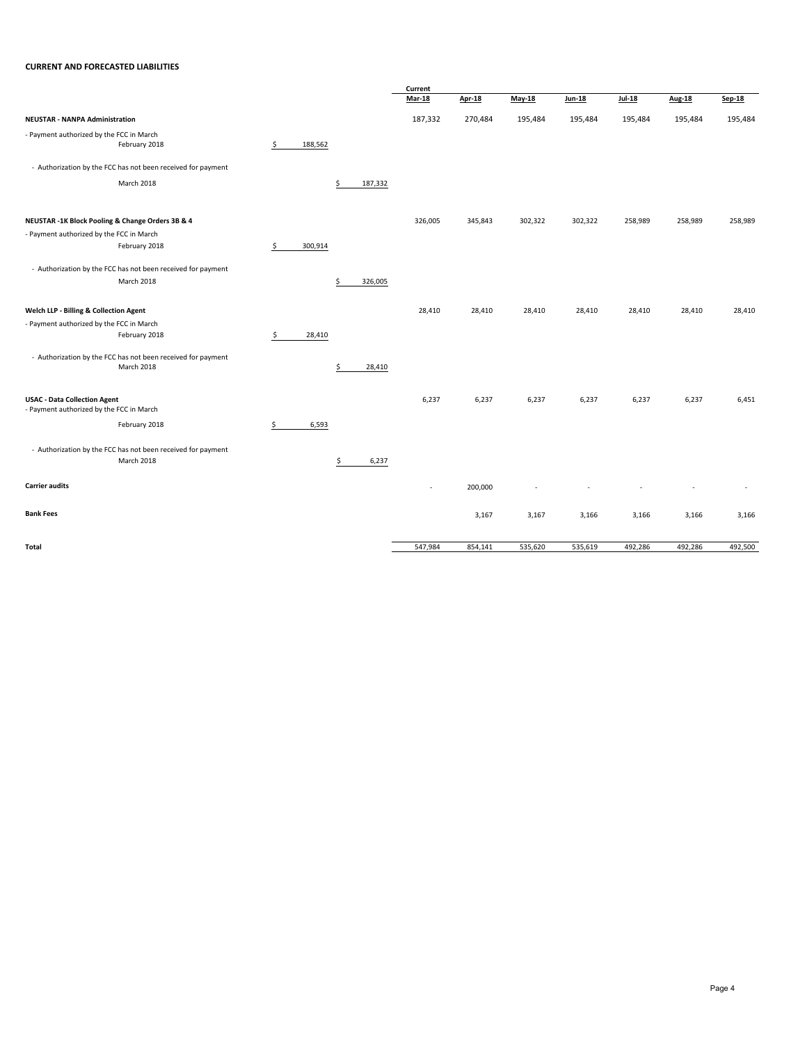**CURRENT AND FORECASTED LIABILITIES**

| | | | Current Mar-18 | Apr-18 | May-18 | Jun-18 | Jul-18 | Aug-18 | Sep-18 |
|---|---|---|---|---|---|---|---|---|---|
| **NEUSTAR - NANPA Administration** | | | 187,332 | 270,484 | 195,484 | 195,484 | 195,484 | 195,484 | 195,484 |
| - Payment authorized by the FCC in March February 2018 | $ 188,562 | | | | | | | | |
| - Authorization by the FCC has not been received for payment March 2018 | | $ 187,332 | | | | | | | |
| **NEUSTAR -1K Block Pooling & Change Orders 3B & 4** | | | 326,005 | 345,843 | 302,322 | 302,322 | 258,989 | 258,989 | 258,989 |
| - Payment authorized by the FCC in March February 2018 | $ 300,914 | | | | | | | | |
| - Authorization by the FCC has not been received for payment March 2018 | | $ 326,005 | | | | | | | |
| **Welch LLP - Billing & Collection Agent** | | | 28,410 | 28,410 | 28,410 | 28,410 | 28,410 | 28,410 | 28,410 |
| - Payment authorized by the FCC in March February 2018 | $ 28,410 | | | | | | | | |
| - Authorization by the FCC has not been received for payment March 2018 | | $ 28,410 | | | | | | | |
| **USAC - Data Collection Agent** | | | 6,237 | 6,237 | 6,237 | 6,237 | 6,237 | 6,237 | 6,451 |
| - Payment authorized by the FCC in March February 2018 | $ 6,593 | | | | | | | | |
| - Authorization by the FCC has not been received for payment March 2018 | | $ 6,237 | | | | | | | |
| **Carrier audits** | | | - | 200,000 | - | - | - | - | - |
| **Bank Fees** | | | | 3,167 | 3,167 | 3,166 | 3,166 | 3,166 | 3,166 |
| **Total** | | | 547,984 | 854,141 | 535,620 | 535,619 | 492,286 | 492,286 | 492,500 |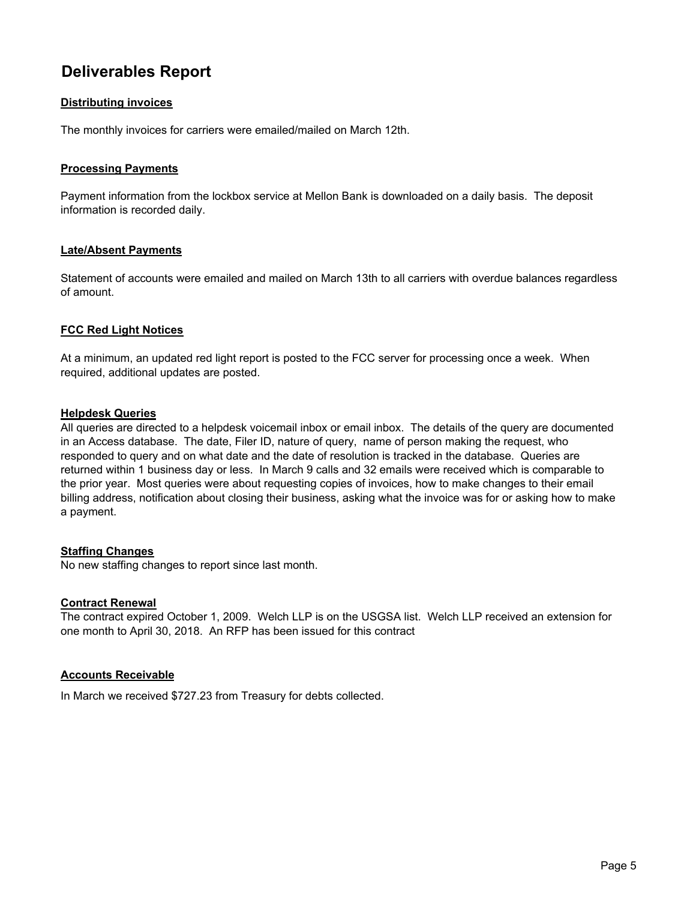# Deliverables Report

**Distributing invoices**

The monthly invoices for carriers were emailed/mailed on March 12th.

**Processing Payments**

Payment information from the lockbox service at Mellon Bank is downloaded on a daily basis. The deposit information is recorded daily.

**Late/Absent Payments**

Statement of accounts were emailed and mailed on March 13th to all carriers with overdue balances regardless of amount.

**FCC Red Light Notices**

At a minimum, an updated red light report is posted to the FCC server for processing once a week. When required, additional updates are posted.

**Helpdesk Queries**

All queries are directed to a helpdesk voicemail inbox or email inbox. The details of the query are documented in an Access database. The date, Filer ID, nature of query, name of person making the request, who responded to query and on what date and the date of resolution is tracked in the database. Queries are returned within 1 business day or less. In March 9 calls and 32 emails were received which is comparable to the prior year. Most queries were about requesting copies of invoices, how to make changes to their email billing address, notification about closing their business, asking what the invoice was for or asking how to make a payment.

**Staffing Changes**

No new staffing changes to report since last month.

**Contract Renewal**

The contract expired October 1, 2009. Welch LLP is on the USGSA list. Welch LLP received an extension for one month to April 30, 2018. An RFP has been issued for this contract

**Accounts Receivable**

In March we received $727.23 from Treasury for debts collected.